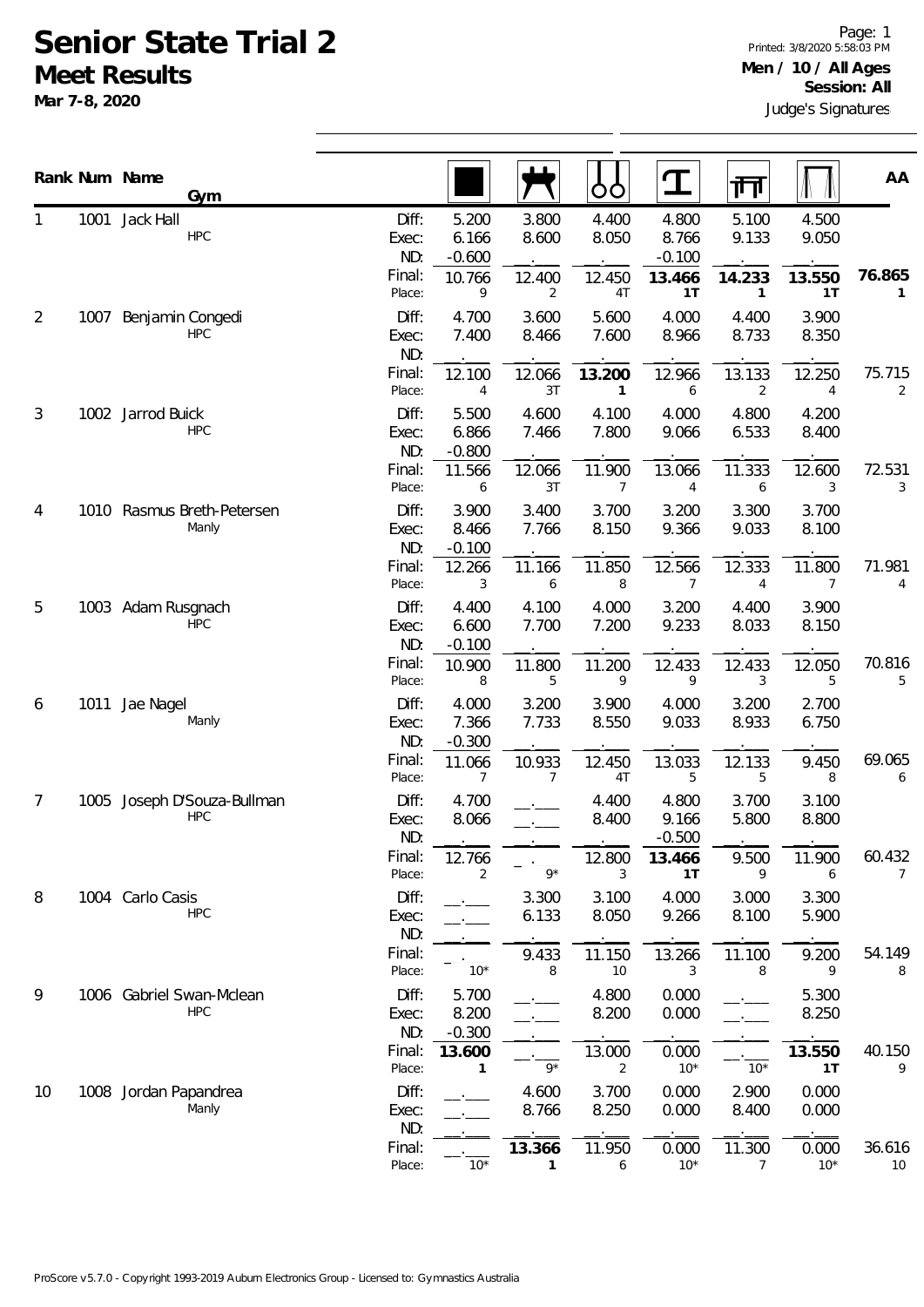# Senior State Trial 2

## Meet Results

**Mar 7-8, 2020**

Printed: 3/8/2020 5:58:03 PM

**Men / 10 / All Ages**

**Session: All**

Judge's Signatures

| Rank | Num | Name / Gym | | Floor | Pommel Horse | Rings | Vault | Parallel Bars | High Bar | AA |
|---|---|---|---|---|---|---|---|---|---|---|
| 1 | 1001 | Jack Hall / HPC | Diff: | 5.200 | 3.800 | 4.400 | 4.800 | 5.100 | 4.500 | |
| | | | Exec: | 6.166 | 8.600 | 8.050 | 8.766 | 9.133 | 9.050 | |
| | | | ND: | -0.600 | | | -0.100 | | | |
| | | | Final: | 10.766 | 12.400 | 12.450 | **13.466** | **14.233** | **13.550** | **76.865** |
| | | | Place: | 9 | 2 | 4T | **1T** | **1** | **1T** | **1** |
| 2 | 1007 | Benjamin Congedi / HPC | Diff: | 4.700 | 3.600 | 5.600 | 4.000 | 4.400 | 3.900 | |
| | | | Exec: | 7.400 | 8.466 | 7.600 | 8.966 | 8.733 | 8.350 | |
| | | | ND: | | | | | | | |
| | | | Final: | 12.100 | 12.066 | **13.200** | 12.966 | 13.133 | 12.250 | 75.715 |
| | | | Place: | 4 | 3T | **1** | 6 | 2 | 4 | 2 |
| 3 | 1002 | Jarrod Buick / HPC | Diff: | 5.500 | 4.600 | 4.100 | 4.000 | 4.800 | 4.200 | |
| | | | Exec: | 6.866 | 7.466 | 7.800 | 9.066 | 6.533 | 8.400 | |
| | | | ND: | -0.800 | | | | | | |
| | | | Final: | 11.566 | 12.066 | 11.900 | 13.066 | 11.333 | 12.600 | 72.531 |
| | | | Place: | 6 | 3T | 7 | 4 | 6 | 3 | 3 |
| 4 | 1010 | Rasmus Breth-Petersen / Manly | Diff: | 3.900 | 3.400 | 3.700 | 3.200 | 3.300 | 3.700 | |
| | | | Exec: | 8.466 | 7.766 | 8.150 | 9.366 | 9.033 | 8.100 | |
| | | | ND: | -0.100 | | | | | | |
| | | | Final: | 12.266 | 11.166 | 11.850 | 12.566 | 12.333 | 11.800 | 71.981 |
| | | | Place: | 3 | 6 | 8 | 7 | 4 | 7 | 4 |
| 5 | 1003 | Adam Rusgnach / HPC | Diff: | 4.400 | 4.100 | 4.000 | 3.200 | 4.400 | 3.900 | |
| | | | Exec: | 6.600 | 7.700 | 7.200 | 9.233 | 8.033 | 8.150 | |
| | | | ND: | -0.100 | | | | | | |
| | | | Final: | 10.900 | 11.800 | 11.200 | 12.433 | 12.433 | 12.050 | 70.816 |
| | | | Place: | 8 | 5 | 9 | 9 | 3 | 5 | 5 |
| 6 | 1011 | Jae Nagel / Manly | Diff: | 4.000 | 3.200 | 3.900 | 4.000 | 3.200 | 2.700 | |
| | | | Exec: | 7.366 | 7.733 | 8.550 | 9.033 | 8.933 | 6.750 | |
| | | | ND: | -0.300 | | | | | | |
| | | | Final: | 11.066 | 10.933 | 12.450 | 13.033 | 12.133 | 9.450 | 69.065 |
| | | | Place: | 7 | 7 | 4T | 5 | 5 | 8 | 6 |
| 7 | 1005 | Joseph D'Souza-Bullman / HPC | Diff: | 4.700 | | 4.400 | 4.800 | 3.700 | 3.100 | |
| | | | Exec: | 8.066 | | 8.400 | 9.166 | 5.800 | 8.800 | |
| | | | ND: | | | | -0.500 | | | |
| | | | Final: | 12.766 | | 12.800 | **13.466** | 9.500 | 11.900 | 60.432 |
| | | | Place: | 2 | 9* | 3 | **1T** | 9 | 6 | 7 |
| 8 | 1004 | Carlo Casis / HPC | Diff: | | 3.300 | 3.100 | 4.000 | 3.000 | 3.300 | |
| | | | Exec: | | 6.133 | 8.050 | 9.266 | 8.100 | 5.900 | |
| | | | ND: | | | | | | | |
| | | | Final: | | 9.433 | 11.150 | 13.266 | 11.100 | 9.200 | 54.149 |
| | | | Place: | 10* | 8 | 10 | 3 | 8 | 9 | 8 |
| 9 | 1006 | Gabriel Swan-Mclean / HPC | Diff: | 5.700 | | 4.800 | 0.000 | | 5.300 | |
| | | | Exec: | 8.200 | | 8.200 | 0.000 | | 8.250 | |
| | | | ND: | -0.300 | | | | | | |
| | | | Final: | **13.600** | | 13.000 | 0.000 | | **13.550** | 40.150 |
| | | | Place: | **1** | 9* | 2 | 10* | 10* | **1T** | 9 |
| 10 | 1008 | Jordan Papandrea / Manly | Diff: | | 4.600 | 3.700 | 0.000 | 2.900 | 0.000 | |
| | | | Exec: | | 8.766 | 8.250 | 0.000 | 8.400 | 0.000 | |
| | | | ND: | | | | | | | |
| | | | Final: | | **13.366** | 11.950 | 0.000 | 11.300 | 0.000 | 36.616 |
| | | | Place: | 10* | **1** | 6 | 10* | 7 | 10* | 10 |

ProScore v5.7.0 - Copyright 1993-2019 Auburn Electronics Group - Licensed to: Gymnastics Australia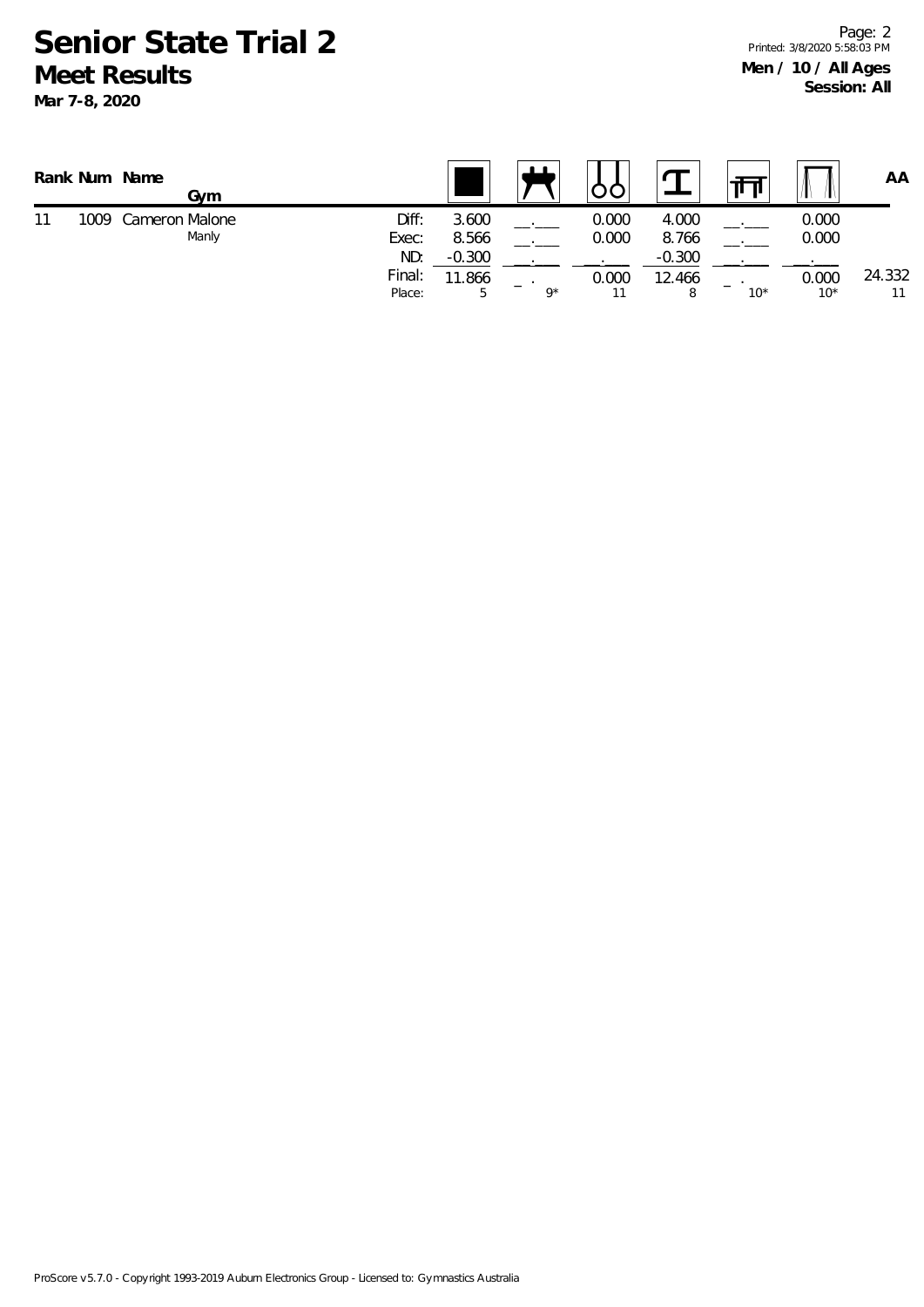# Senior State Trial 2

## Meet Results

**Mar 7-8, 2020**

**Men / 10 / All Ages**
**Session: All**

| Rank | Num | Name / Gym | | Floor | Pommel Horse | Rings | Vault | Parallel Bars | High Bar | AA |
|---|---|---|---|---|---|---|---|---|---|---|
| 11 | 1009 | Cameron Malone | Diff: | 3.600 | __.___ | 0.000 | 4.000 | __.___ | 0.000 | |
| | | Manly | Exec: | 8.566 | __.___ | 0.000 | 8.766 | __.___ | 0.000 | |
| | | | ND: | -0.300 | __.___ | __.___ | -0.300 | __.___ | __.___ | |
| | | | Final: | 11.866 | _ . | 0.000 | 12.466 | _ . | 0.000 | 24.332 |
| | | | Place: | 5 | 9* | 11 | 8 | 10* | 10* | 11 |

ProScore v5.7.0 - Copyright 1993-2019 Auburn Electronics Group - Licensed to: Gymnastics Australia